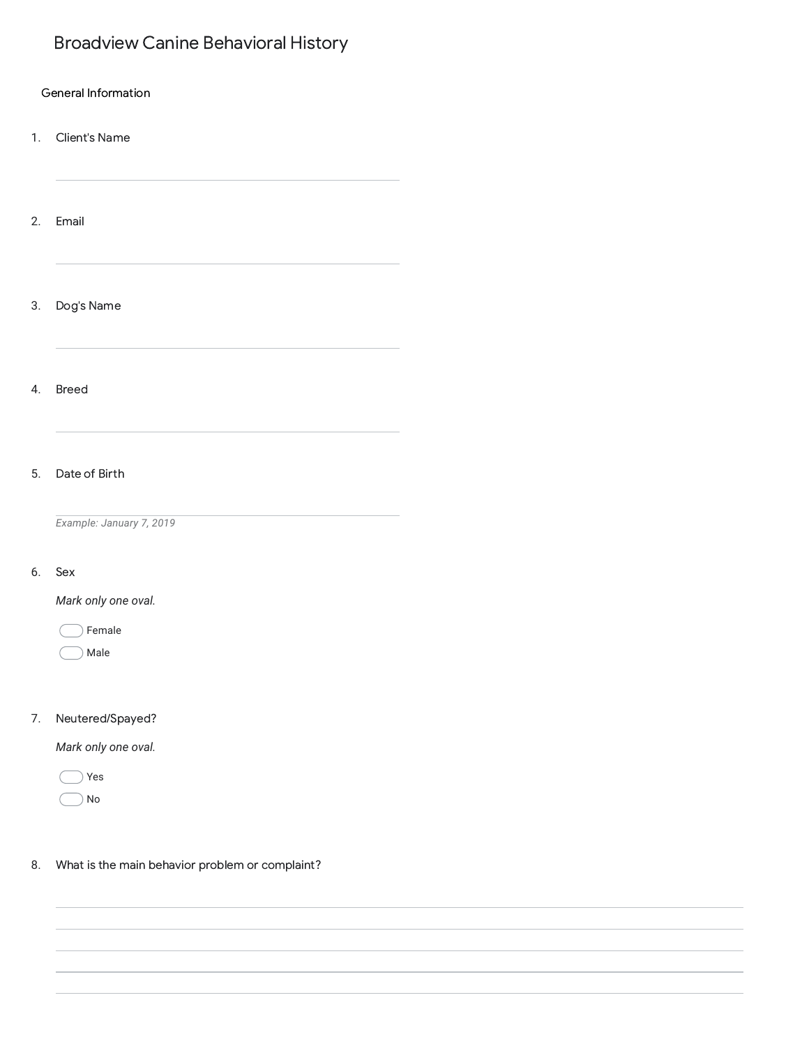# Broadview Canine Behavioral History

General Information

1. Client's Name

_______________________________

2. Email

_______________________________

3. Dog's Name

_______________________________

4. Breed

_______________________________

5. Date of Birth

_______________________________

*Example: January 7, 2019*

6. Sex

*Mark only one oval.*

- ( ) Female
- ( ) Male

7. Neutered/Spayed?

*Mark only one oval.*

- ( ) Yes
- ( ) No

8. What is the main behavior problem or complaint?

_______________________________

_______________________________

_______________________________

_______________________________

_______________________________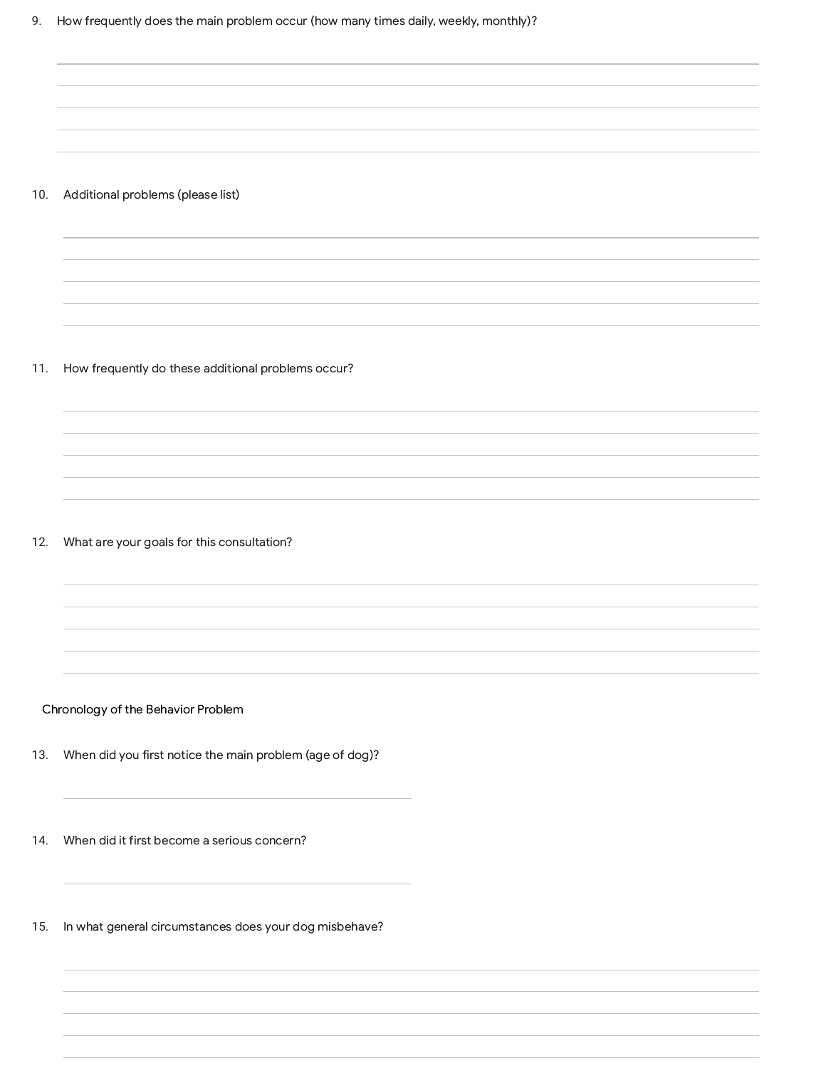9. How frequently does the main problem occur (how many times daily, weekly, monthly)?

10. Additional problems (please list)

11. How frequently do these additional problems occur?

12. What are your goals for this consultation?

Chronology of the Behavior Problem

13. When did you first notice the main problem (age of dog)?

14. When did it first become a serious concern?

15. In what general circumstances does your dog misbehave?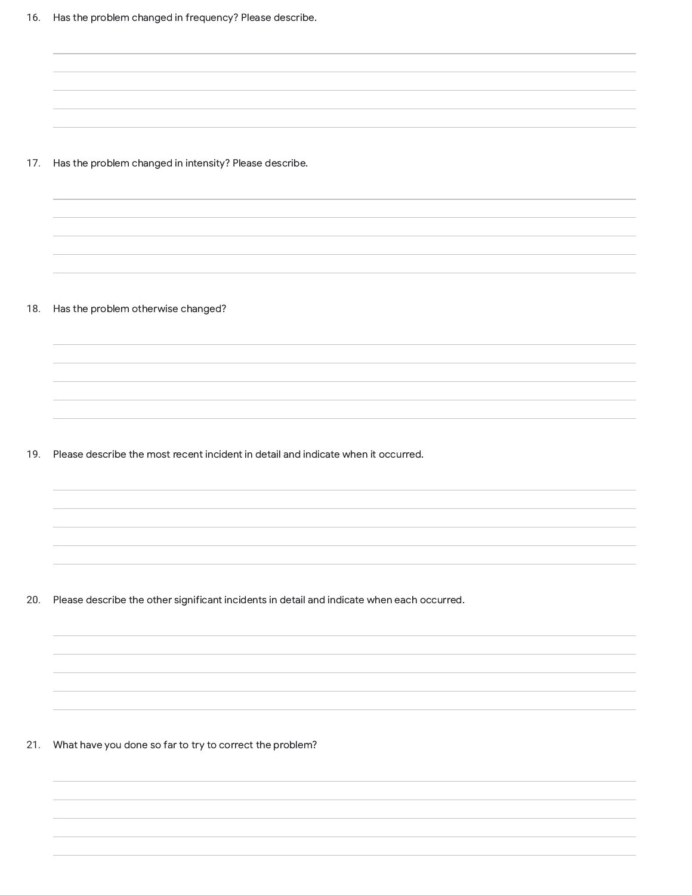16. Has the problem changed in frequency? Please describe.

17. Has the problem changed in intensity? Please describe.

18. Has the problem otherwise changed?

19. Please describe the most recent incident in detail and indicate when it occurred.

20. Please describe the other significant incidents in detail and indicate when each occurred.

21. What have you done so far to try to correct the problem?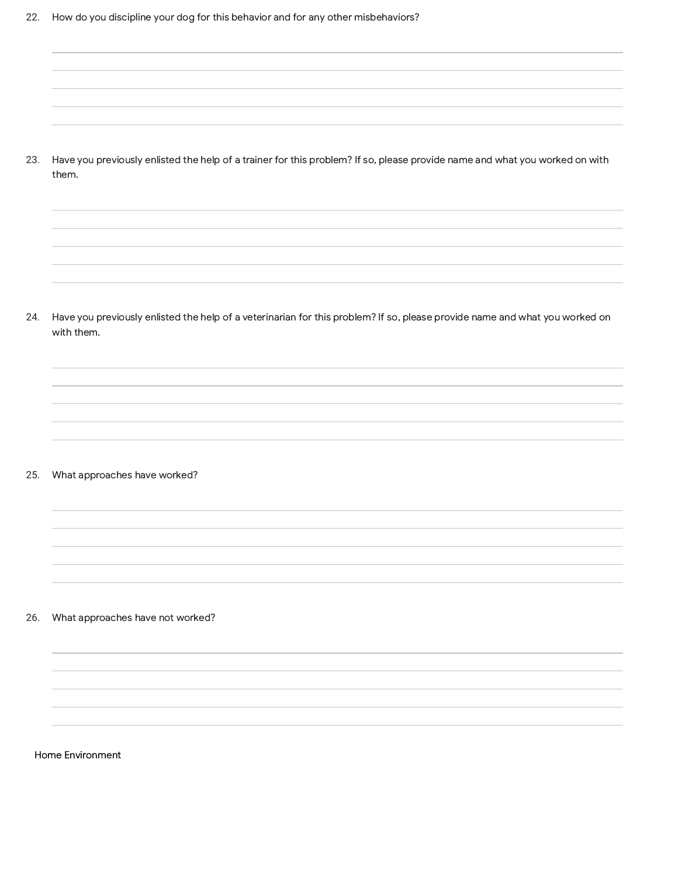22. How do you discipline your dog for this behavior and for any other misbehaviors?

23. Have you previously enlisted the help of a trainer for this problem? If so, please provide name and what you worked on with them.

24. Have you previously enlisted the help of a veterinarian for this problem? If so, please provide name and what you worked on with them.

25. What approaches have worked?

26. What approaches have not worked?

## Home Environment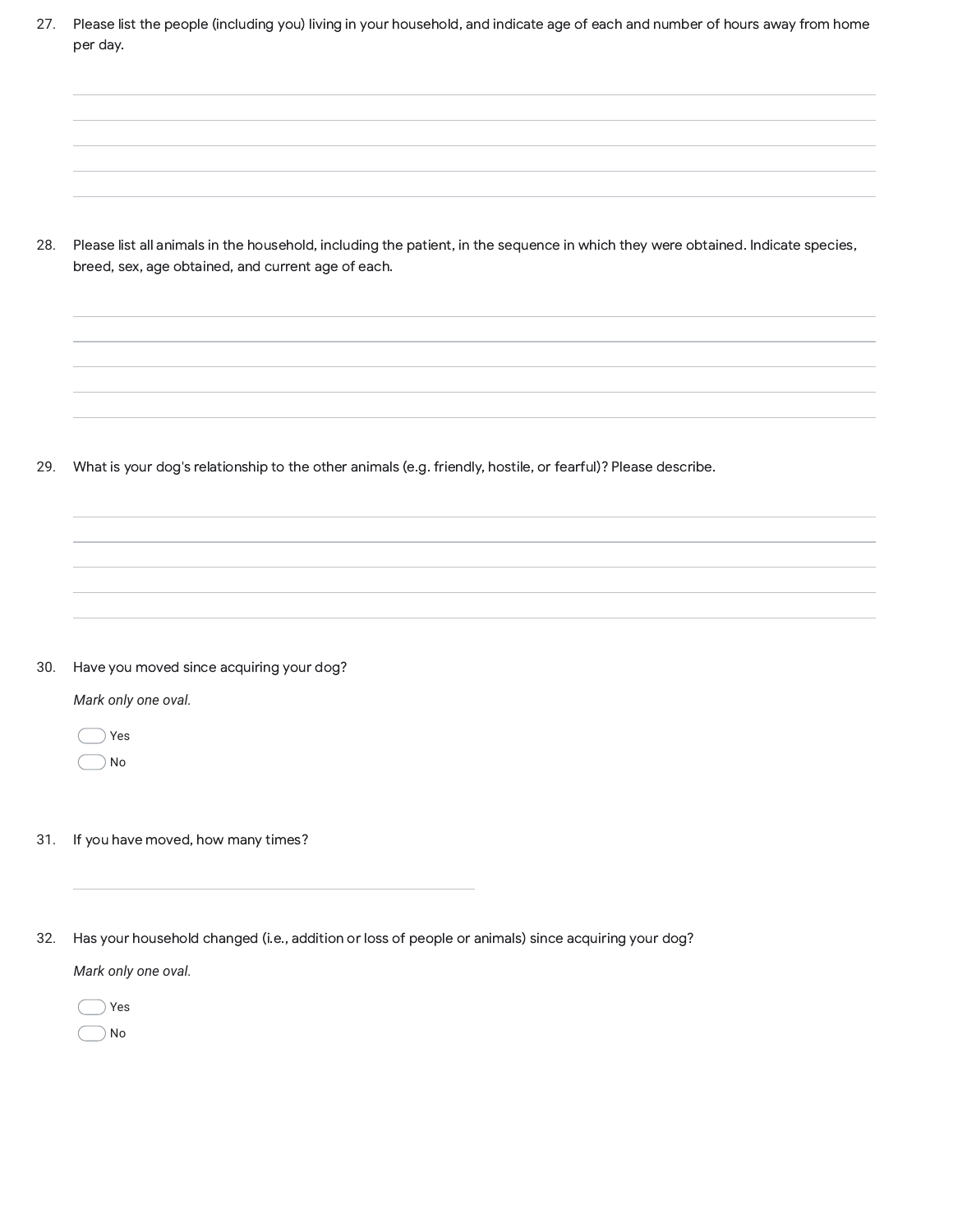27. Please list the people (including you) living in your household, and indicate age of each and number of hours away from home per day.

28. Please list all animals in the household, including the patient, in the sequence in which they were obtained. Indicate species, breed, sex, age obtained, and current age of each.

29. What is your dog's relationship to the other animals (e.g. friendly, hostile, or fearful)? Please describe.

30. Have you moved since acquiring your dog?

*Mark only one oval.*

- Yes
- No

31. If you have moved, how many times?

32. Has your household changed (i.e., addition or loss of people or animals) since acquiring your dog?

*Mark only one oval.*

- Yes
- No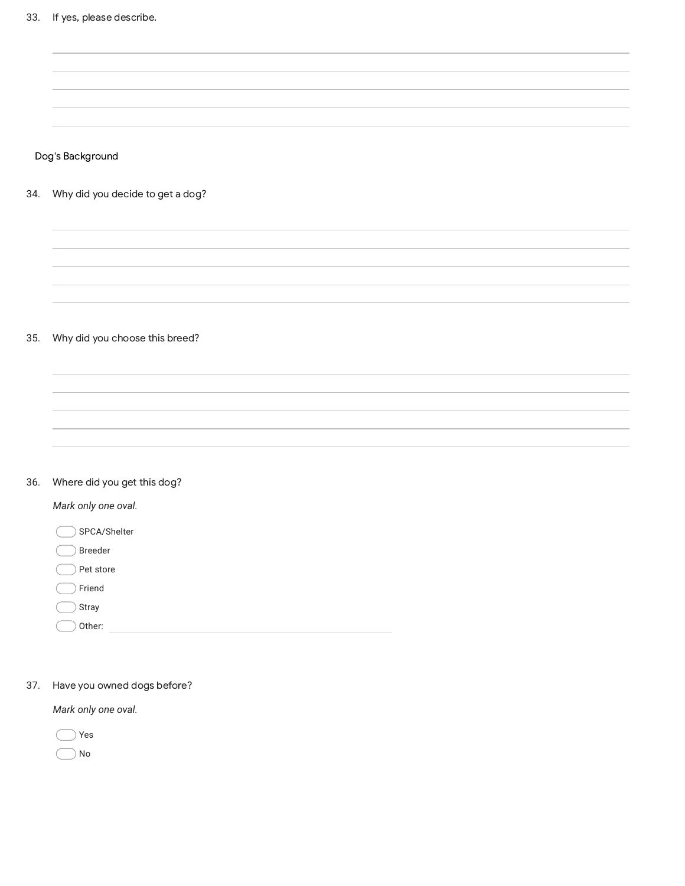33. If yes, please describe.

________________________________________________

________________________________________________

________________________________________________

________________________________________________

________________________________________________

## Dog's Background

34. Why did you decide to get a dog?

________________________________________________

________________________________________________

________________________________________________

________________________________________________

________________________________________________

35. Why did you choose this breed?

________________________________________________

________________________________________________

________________________________________________

________________________________________________

________________________________________________

36. Where did you get this dog?

*Mark only one oval.*

- ⬭ SPCA/Shelter
- ⬭ Breeder
- ⬭ Pet store
- ⬭ Friend
- ⬭ Stray
- ⬭ Other: ________________________________

37. Have you owned dogs before?

*Mark only one oval.*

- ⬭ Yes
- ⬭ No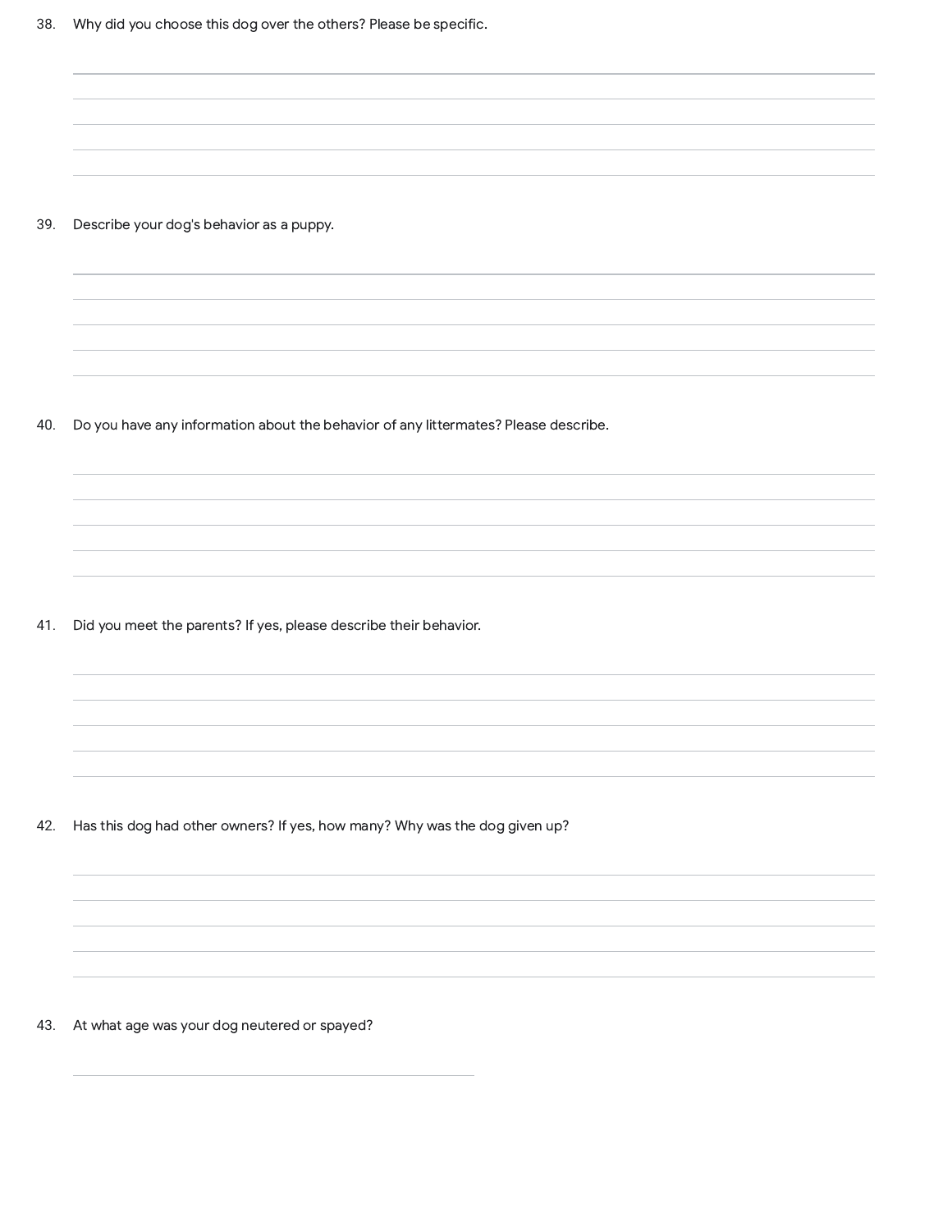38. Why did you choose this dog over the others? Please be specific.

39. Describe your dog's behavior as a puppy.

40. Do you have any information about the behavior of any littermates? Please describe.

41. Did you meet the parents? If yes, please describe their behavior.

42. Has this dog had other owners? If yes, how many? Why was the dog given up?

43. At what age was your dog neutered or spayed?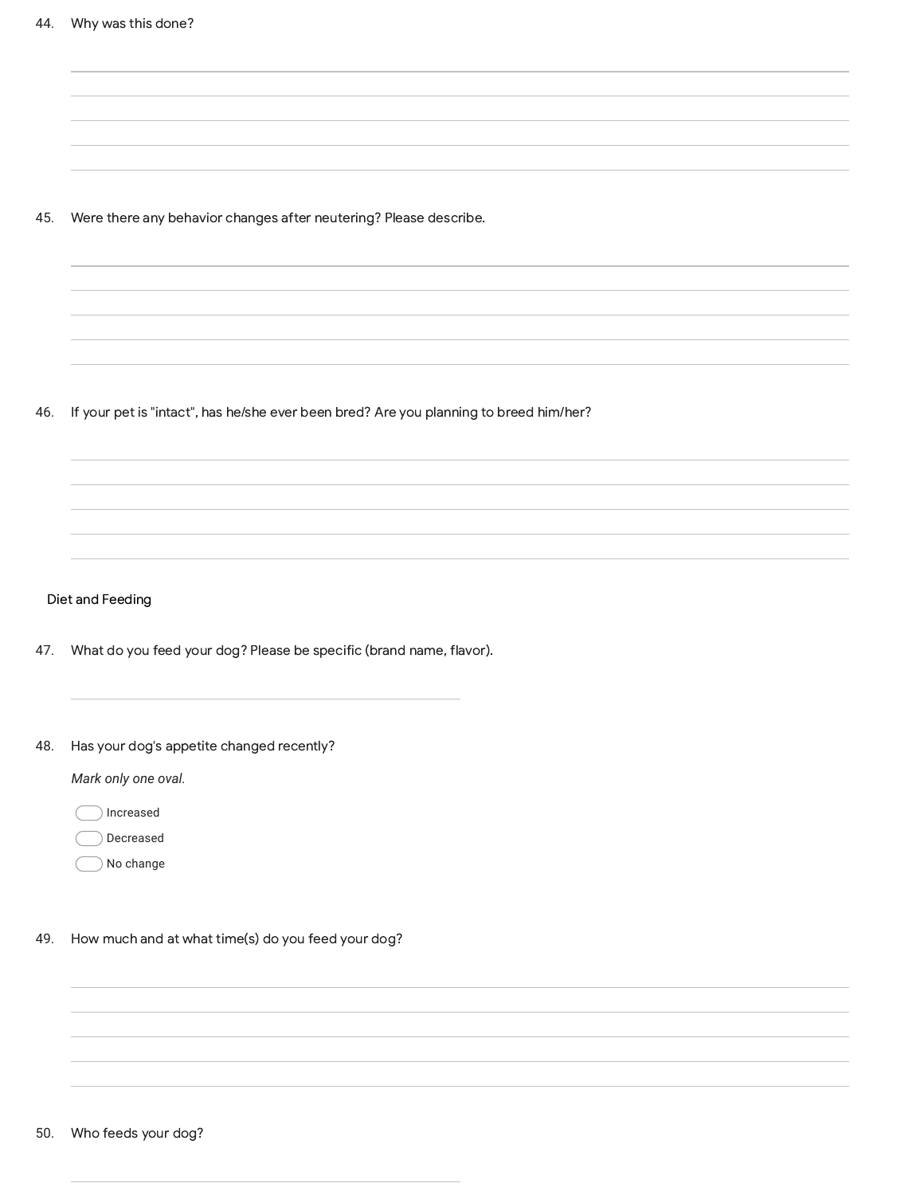44. Why was this done?

45. Were there any behavior changes after neutering? Please describe.

46. If your pet is "intact", has he/she ever been bred? Are you planning to breed him/her?

## Diet and Feeding

47. What do you feed your dog? Please be specific (brand name, flavor).

48. Has your dog's appetite changed recently?

*Mark only one oval.*

- ⬭ Increased
- ⬭ Decreased
- ⬭ No change

49. How much and at what time(s) do you feed your dog?

50. Who feeds your dog?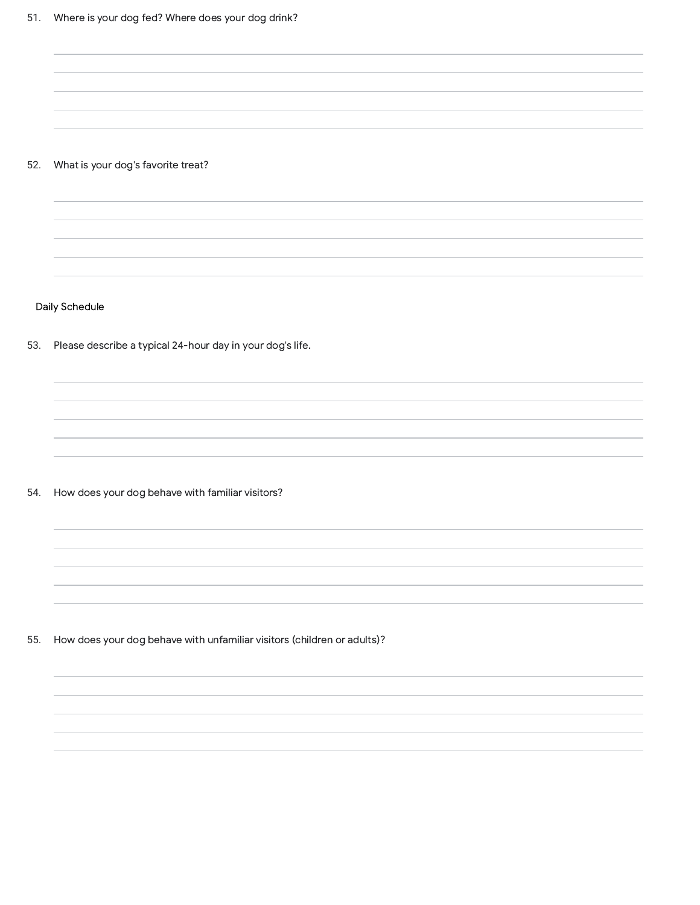51. Where is your dog fed? Where does your dog drink?

52. What is your dog's favorite treat?

## Daily Schedule

53. Please describe a typical 24-hour day in your dog's life.

54. How does your dog behave with familiar visitors?

55. How does your dog behave with unfamiliar visitors (children or adults)?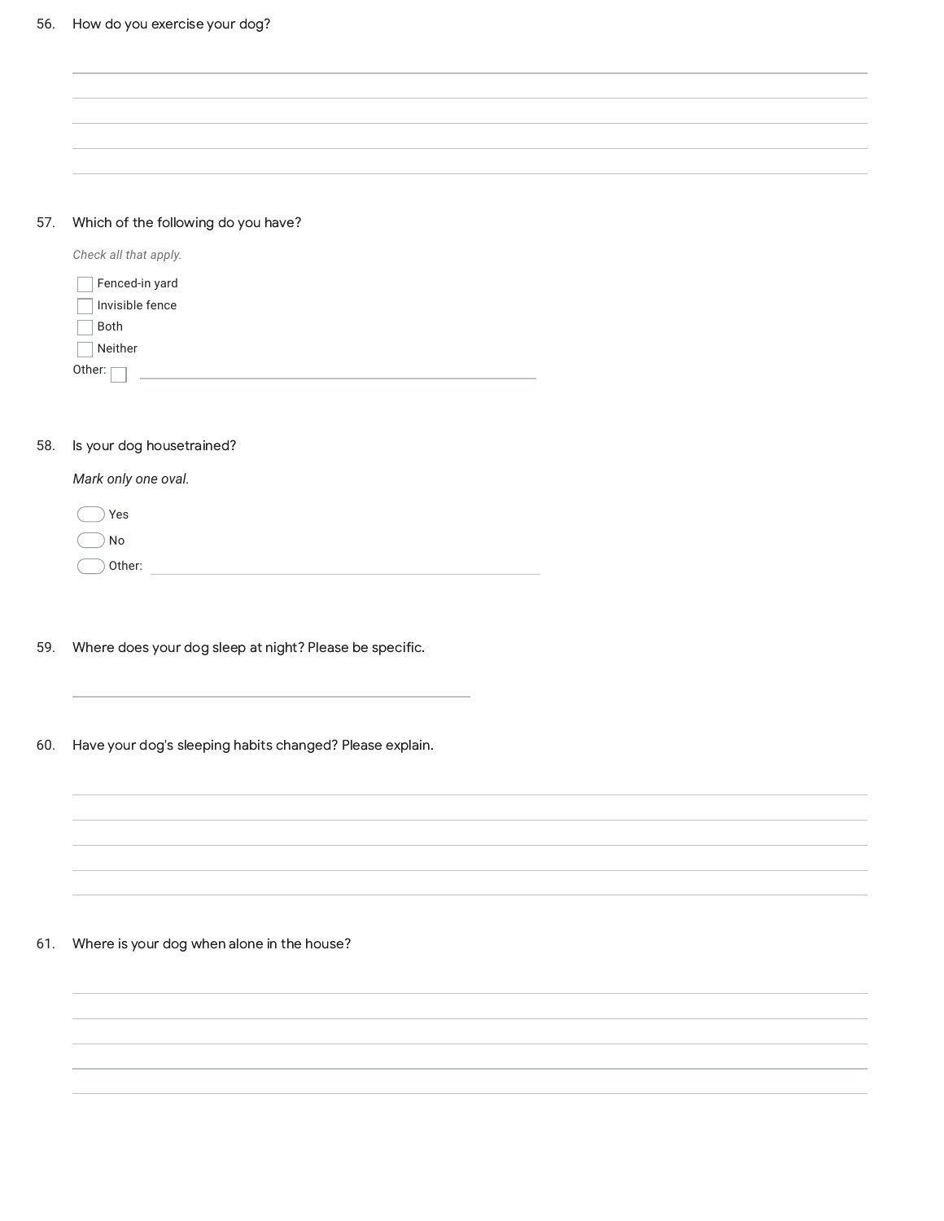56. How do you exercise your dog?

_______________________________________________

_______________________________________________

_______________________________________________

_______________________________________________

_______________________________________________

57. Which of the following do you have?

*Check all that apply.*

- [ ] Fenced-in yard
- [ ] Invisible fence
- [ ] Both
- [ ] Neither
- Other: [ ] _______________________

58. Is your dog housetrained?

*Mark only one oval.*

- ( ) Yes
- ( ) No
- ( ) Other: _______________________

59. Where does your dog sleep at night? Please be specific.

_______________________________________________

60. Have your dog's sleeping habits changed? Please explain.

_______________________________________________

_______________________________________________

_______________________________________________

_______________________________________________

_______________________________________________

61. Where is your dog when alone in the house?

_______________________________________________

_______________________________________________

_______________________________________________

_______________________________________________

_______________________________________________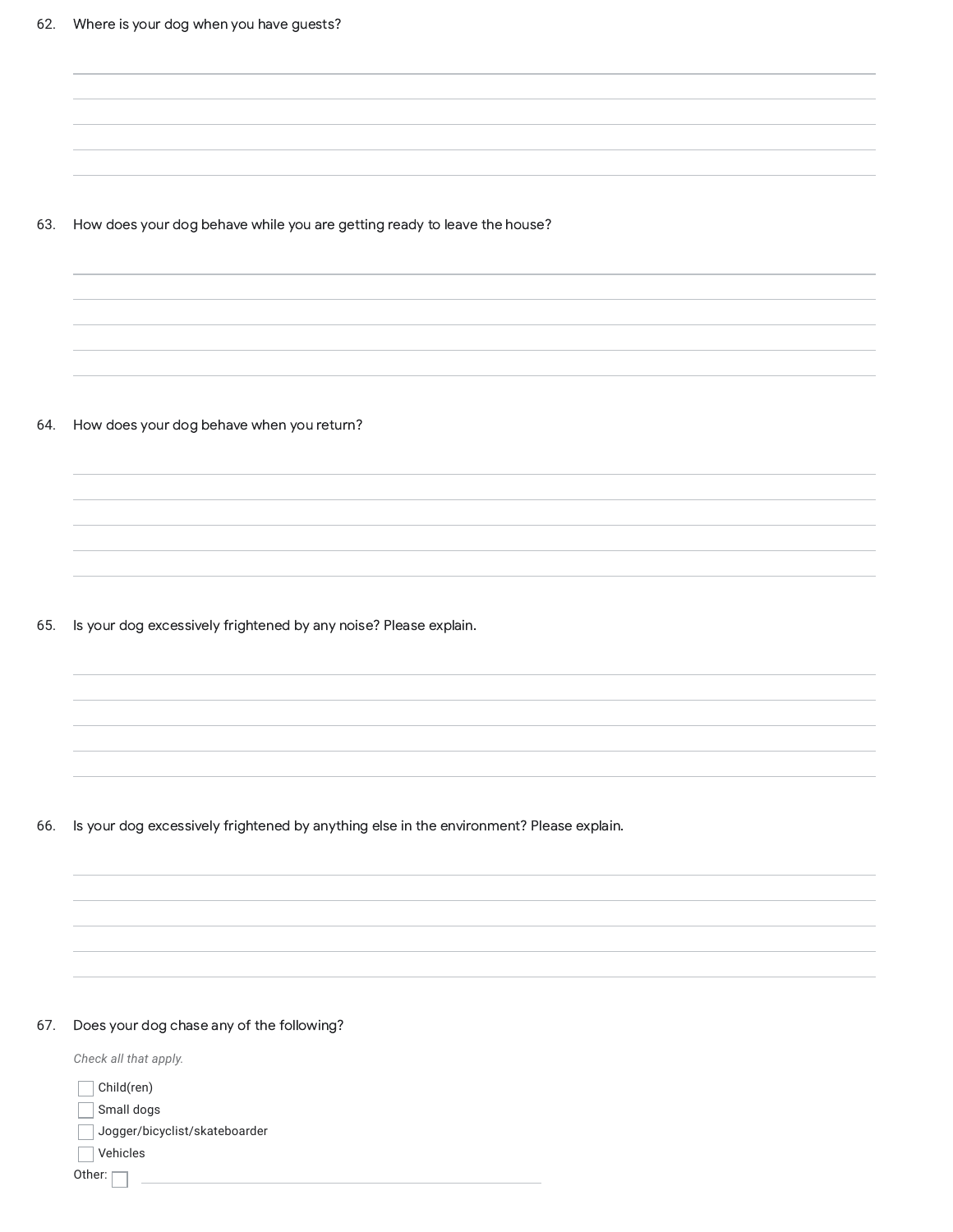62. Where is your dog when you have guests?

_______________________________________________
_______________________________________________
_______________________________________________
_______________________________________________
_______________________________________________

63. How does your dog behave while you are getting ready to leave the house?

_______________________________________________
_______________________________________________
_______________________________________________
_______________________________________________
_______________________________________________

64. How does your dog behave when you return?

_______________________________________________
_______________________________________________
_______________________________________________
_______________________________________________
_______________________________________________

65. Is your dog excessively frightened by any noise? Please explain.

_______________________________________________
_______________________________________________
_______________________________________________
_______________________________________________
_______________________________________________

66. Is your dog excessively frightened by anything else in the environment? Please explain.

_______________________________________________
_______________________________________________
_______________________________________________
_______________________________________________
_______________________________________________

67. Does your dog chase any of the following?

*Check all that apply.*

- [ ] Child(ren)
- [ ] Small dogs
- [ ] Jogger/bicyclist/skateboarder
- [ ] Vehicles
- [ ] Other: _______________________________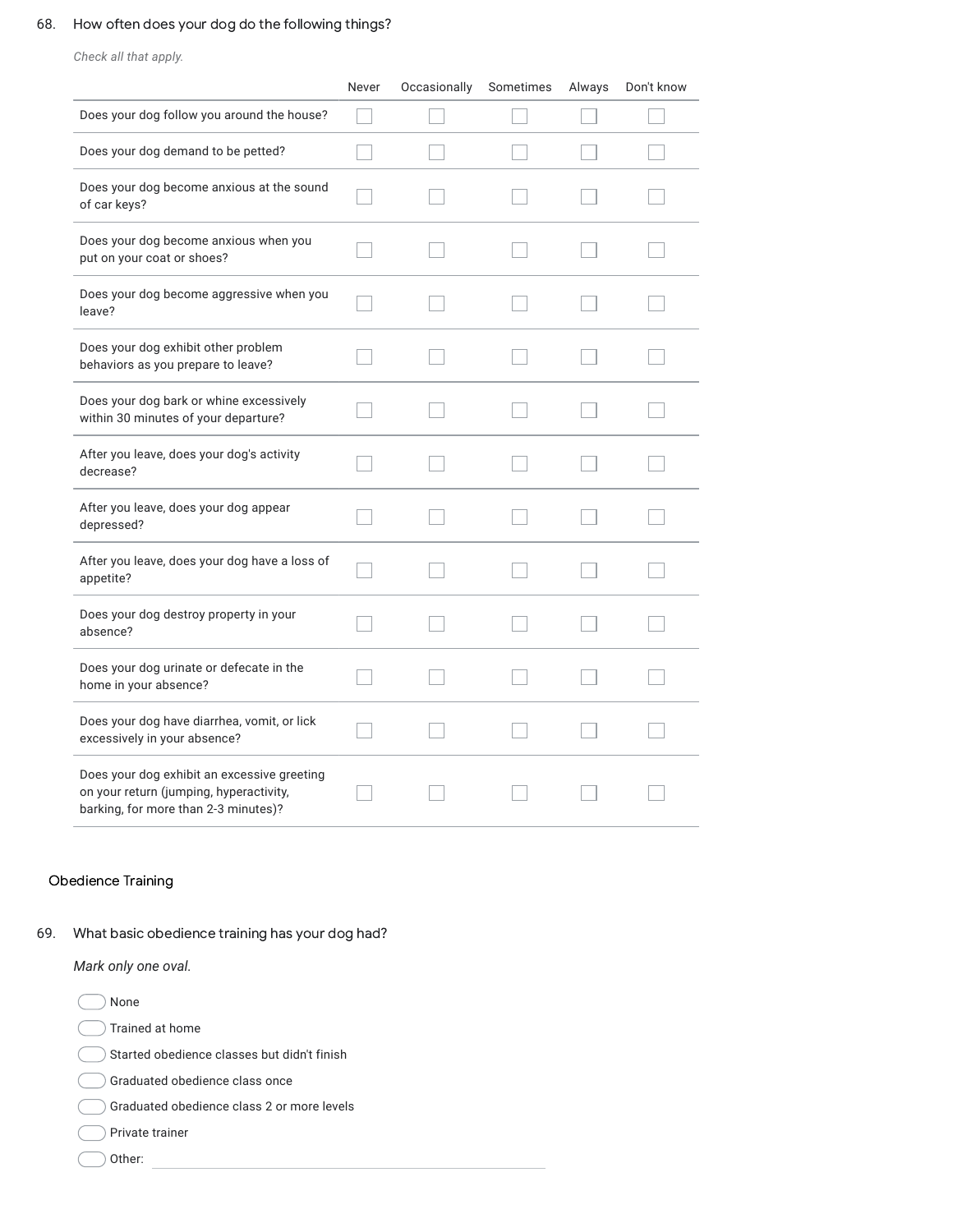68. How often does your dog do the following things?

*Check all that apply.*

| | Never | Occasionally | Sometimes | Always | Don't know |
|---|---|---|---|---|---|
| Does your dog follow you around the house? | ☐ | ☐ | ☐ | ☐ | ☐ |
| Does your dog demand to be petted? | ☐ | ☐ | ☐ | ☐ | ☐ |
| Does your dog become anxious at the sound of car keys? | ☐ | ☐ | ☐ | ☐ | ☐ |
| Does your dog become anxious when you put on your coat or shoes? | ☐ | ☐ | ☐ | ☐ | ☐ |
| Does your dog become aggressive when you leave? | ☐ | ☐ | ☐ | ☐ | ☐ |
| Does your dog exhibit other problem behaviors as you prepare to leave? | ☐ | ☐ | ☐ | ☐ | ☐ |
| Does your dog bark or whine excessively within 30 minutes of your departure? | ☐ | ☐ | ☐ | ☐ | ☐ |
| After you leave, does your dog's activity decrease? | ☐ | ☐ | ☐ | ☐ | ☐ |
| After you leave, does your dog appear depressed? | ☐ | ☐ | ☐ | ☐ | ☐ |
| After you leave, does your dog have a loss of appetite? | ☐ | ☐ | ☐ | ☐ | ☐ |
| Does your dog destroy property in your absence? | ☐ | ☐ | ☐ | ☐ | ☐ |
| Does your dog urinate or defecate in the home in your absence? | ☐ | ☐ | ☐ | ☐ | ☐ |
| Does your dog have diarrhea, vomit, or lick excessively in your absence? | ☐ | ☐ | ☐ | ☐ | ☐ |
| Does your dog exhibit an excessive greeting on your return (jumping, hyperactivity, barking, for more than 2-3 minutes)? | ☐ | ☐ | ☐ | ☐ | ☐ |

## Obedience Training

69. What basic obedience training has your dog had?

*Mark only one oval.*

- ◯ None
- ◯ Trained at home
- ◯ Started obedience classes but didn't finish
- ◯ Graduated obedience class once
- ◯ Graduated obedience class 2 or more levels
- ◯ Private trainer
- ◯ Other: ____________________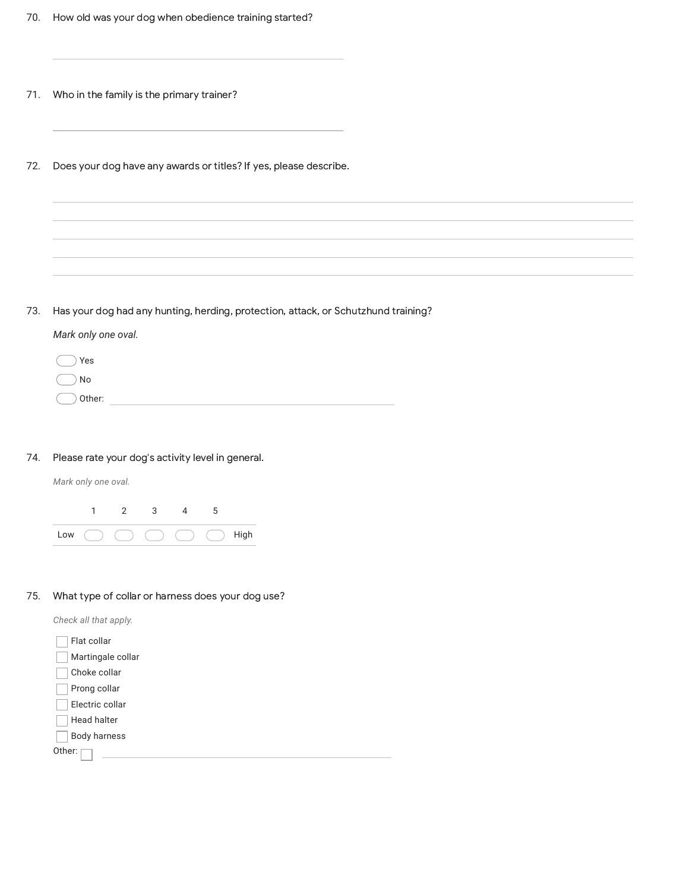70. How old was your dog when obedience training started?

\_\_\_\_\_\_\_\_\_\_\_\_\_\_\_\_\_\_\_\_\_\_\_\_\_\_\_\_\_\_\_\_\_\_\_\_\_\_\_\_

71. Who in the family is the primary trainer?

\_\_\_\_\_\_\_\_\_\_\_\_\_\_\_\_\_\_\_\_\_\_\_\_\_\_\_\_\_\_\_\_\_\_\_\_\_\_\_\_

72. Does your dog have any awards or titles? If yes, please describe.

\_\_\_\_\_\_\_\_\_\_\_\_\_\_\_\_\_\_\_\_\_\_\_\_\_\_\_\_\_\_\_\_\_\_\_\_\_\_\_\_\_\_\_\_\_\_\_\_\_\_\_\_\_\_\_\_\_\_\_\_\_\_\_\_\_\_\_\_\_\_\_\_\_\_\_\_\_\_

\_\_\_\_\_\_\_\_\_\_\_\_\_\_\_\_\_\_\_\_\_\_\_\_\_\_\_\_\_\_\_\_\_\_\_\_\_\_\_\_\_\_\_\_\_\_\_\_\_\_\_\_\_\_\_\_\_\_\_\_\_\_\_\_\_\_\_\_\_\_\_\_\_\_\_\_\_\_

\_\_\_\_\_\_\_\_\_\_\_\_\_\_\_\_\_\_\_\_\_\_\_\_\_\_\_\_\_\_\_\_\_\_\_\_\_\_\_\_\_\_\_\_\_\_\_\_\_\_\_\_\_\_\_\_\_\_\_\_\_\_\_\_\_\_\_\_\_\_\_\_\_\_\_\_\_\_

\_\_\_\_\_\_\_\_\_\_\_\_\_\_\_\_\_\_\_\_\_\_\_\_\_\_\_\_\_\_\_\_\_\_\_\_\_\_\_\_\_\_\_\_\_\_\_\_\_\_\_\_\_\_\_\_\_\_\_\_\_\_\_\_\_\_\_\_\_\_\_\_\_\_\_\_\_\_

\_\_\_\_\_\_\_\_\_\_\_\_\_\_\_\_\_\_\_\_\_\_\_\_\_\_\_\_\_\_\_\_\_\_\_\_\_\_\_\_\_\_\_\_\_\_\_\_\_\_\_\_\_\_\_\_\_\_\_\_\_\_\_\_\_\_\_\_\_\_\_\_\_\_\_\_\_\_

73. Has your dog had any hunting, herding, protection, attack, or Schutzhund training?

*Mark only one oval.*

- ◯ Yes
- ◯ No
- ◯ Other: \_\_\_\_\_\_\_\_\_\_\_\_\_\_\_\_\_\_\_\_\_\_\_\_\_\_\_\_\_\_\_\_\_\_\_\_

74. Please rate your dog's activity level in general.

*Mark only one oval.*

| | 1 | 2 | 3 | 4 | 5 | |
|---|---|---|---|---|---|---|
| Low | ◯ | ◯ | ◯ | ◯ | ◯ | High |

75. What type of collar or harness does your dog use?

*Check all that apply.*

- ☐ Flat collar
- ☐ Martingale collar
- ☐ Choke collar
- ☐ Prong collar
- ☐ Electric collar
- ☐ Head halter
- ☐ Body harness

Other: ☐ \_\_\_\_\_\_\_\_\_\_\_\_\_\_\_\_\_\_\_\_\_\_\_\_\_\_\_\_\_\_\_\_\_\_\_\_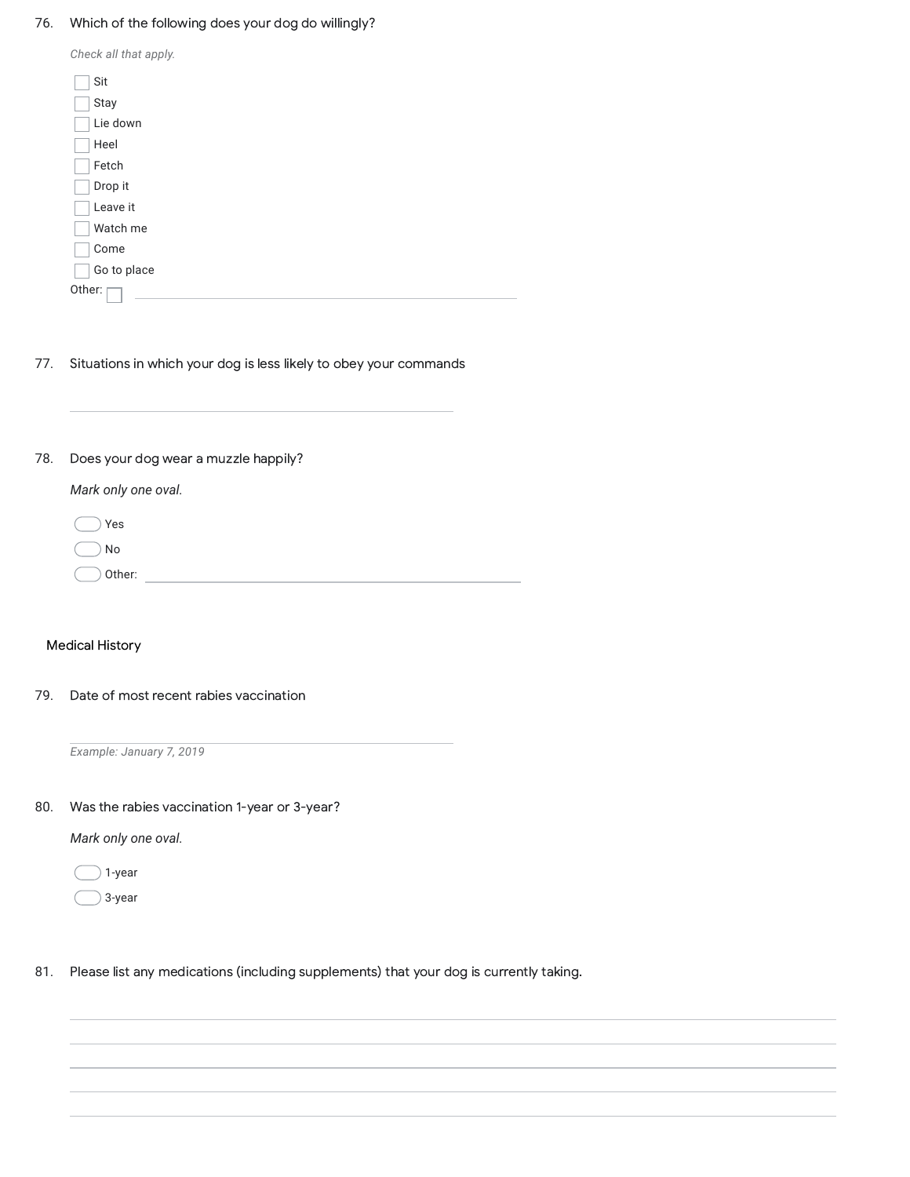76. Which of the following does your dog do willingly?

*Check all that apply.*

- [ ] Sit
- [ ] Stay
- [ ] Lie down
- [ ] Heel
- [ ] Fetch
- [ ] Drop it
- [ ] Leave it
- [ ] Watch me
- [ ] Come
- [ ] Go to place
- [ ] Other: ______________________

77. Situations in which your dog is less likely to obey your commands

______________________

78. Does your dog wear a muzzle happily?

*Mark only one oval.*

- ( ) Yes
- ( ) No
- ( ) Other: ______________________

## Medical History

79. Date of most recent rabies vaccination

______________________

*Example: January 7, 2019*

80. Was the rabies vaccination 1-year or 3-year?

*Mark only one oval.*

- ( ) 1-year
- ( ) 3-year

81. Please list any medications (including supplements) that your dog is currently taking.

______________________

______________________

______________________

______________________

______________________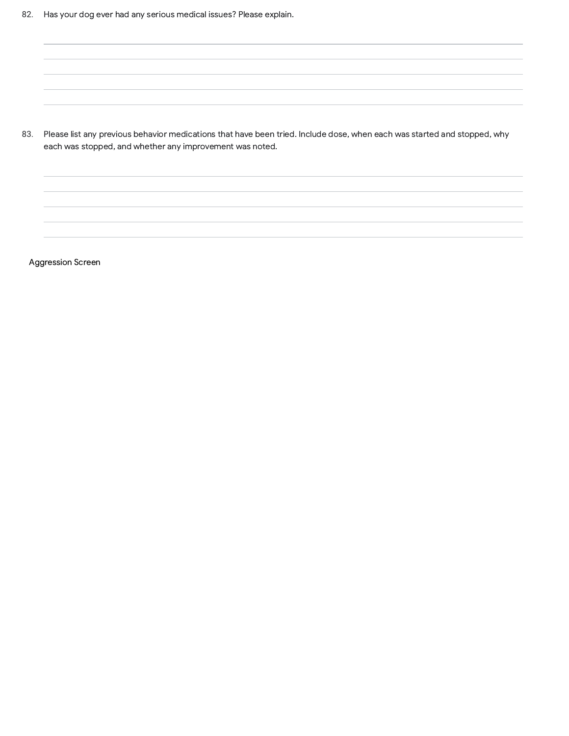82. Has your dog ever had any serious medical issues? Please explain.

83. Please list any previous behavior medications that have been tried. Include dose, when each was started and stopped, why each was stopped, and whether any improvement was noted.

Aggression Screen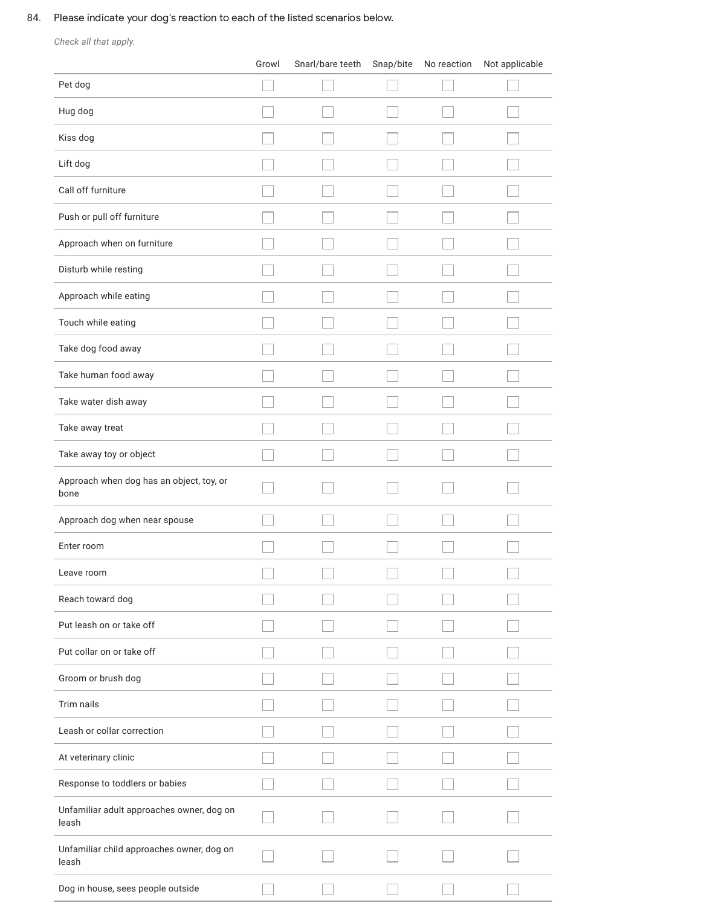84. Please indicate your dog's reaction to each of the listed scenarios below.

*Check all that apply.*

| | Growl | Snarl/bare teeth | Snap/bite | No reaction | Not applicable |
|---|---|---|---|---|---|
| Pet dog | ☐ | ☐ | ☐ | ☐ | ☐ |
| Hug dog | ☐ | ☐ | ☐ | ☐ | ☐ |
| Kiss dog | ☐ | ☐ | ☐ | ☐ | ☐ |
| Lift dog | ☐ | ☐ | ☐ | ☐ | ☐ |
| Call off furniture | ☐ | ☐ | ☐ | ☐ | ☐ |
| Push or pull off furniture | ☐ | ☐ | ☐ | ☐ | ☐ |
| Approach when on furniture | ☐ | ☐ | ☐ | ☐ | ☐ |
| Disturb while resting | ☐ | ☐ | ☐ | ☐ | ☐ |
| Approach while eating | ☐ | ☐ | ☐ | ☐ | ☐ |
| Touch while eating | ☐ | ☐ | ☐ | ☐ | ☐ |
| Take dog food away | ☐ | ☐ | ☐ | ☐ | ☐ |
| Take human food away | ☐ | ☐ | ☐ | ☐ | ☐ |
| Take water dish away | ☐ | ☐ | ☐ | ☐ | ☐ |
| Take away treat | ☐ | ☐ | ☐ | ☐ | ☐ |
| Take away toy or object | ☐ | ☐ | ☐ | ☐ | ☐ |
| Approach when dog has an object, toy, or bone | ☐ | ☐ | ☐ | ☐ | ☐ |
| Approach dog when near spouse | ☐ | ☐ | ☐ | ☐ | ☐ |
| Enter room | ☐ | ☐ | ☐ | ☐ | ☐ |
| Leave room | ☐ | ☐ | ☐ | ☐ | ☐ |
| Reach toward dog | ☐ | ☐ | ☐ | ☐ | ☐ |
| Put leash on or take off | ☐ | ☐ | ☐ | ☐ | ☐ |
| Put collar on or take off | ☐ | ☐ | ☐ | ☐ | ☐ |
| Groom or brush dog | ☐ | ☐ | ☐ | ☐ | ☐ |
| Trim nails | ☐ | ☐ | ☐ | ☐ | ☐ |
| Leash or collar correction | ☐ | ☐ | ☐ | ☐ | ☐ |
| At veterinary clinic | ☐ | ☐ | ☐ | ☐ | ☐ |
| Response to toddlers or babies | ☐ | ☐ | ☐ | ☐ | ☐ |
| Unfamiliar adult approaches owner, dog on leash | ☐ | ☐ | ☐ | ☐ | ☐ |
| Unfamiliar child approaches owner, dog on leash | ☐ | ☐ | ☐ | ☐ | ☐ |
| Dog in house, sees people outside | ☐ | ☐ | ☐ | ☐ | ☐ |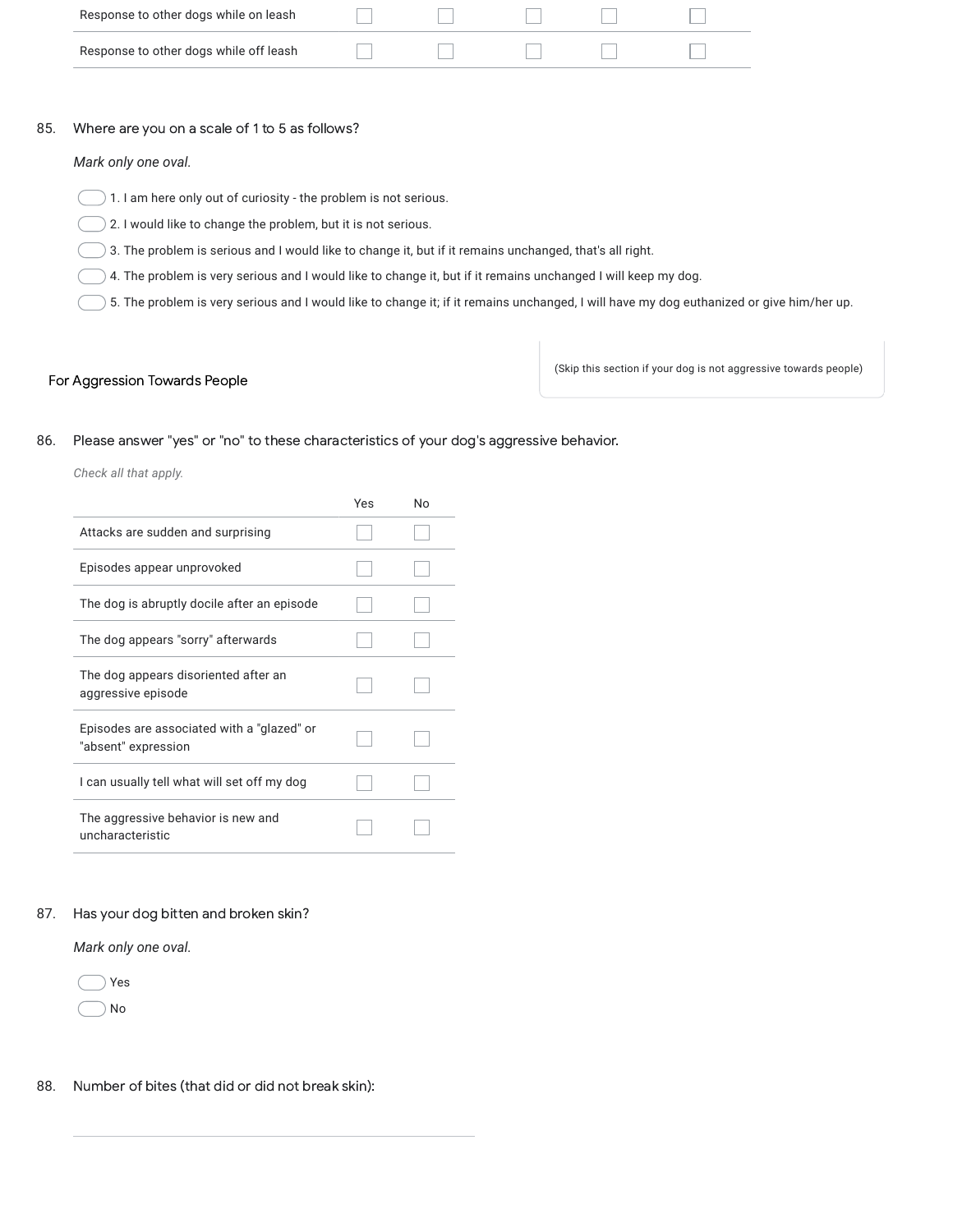| | | | | | |
|---|---|---|---|---|---|
| Response to other dogs while on leash | ☐ | ☐ | ☐ | ☐ | ☐ |
| Response to other dogs while off leash | ☐ | ☐ | ☐ | ☐ | ☐ |

85. Where are you on a scale of 1 to 5 as follows?

*Mark only one oval.*

- ◯ 1. I am here only out of curiosity - the problem is not serious.
- ◯ 2. I would like to change the problem, but it is not serious.
- ◯ 3. The problem is serious and I would like to change it, but if it remains unchanged, that's all right.
- ◯ 4. The problem is very serious and I would like to change it, but if it remains unchanged I will keep my dog.
- ◯ 5. The problem is very serious and I would like to change it; if it remains unchanged, I will have my dog euthanized or give him/her up.

## For Aggression Towards People

(Skip this section if your dog is not aggressive towards people)

86. Please answer "yes" or "no" to these characteristics of your dog's aggressive behavior.

*Check all that apply.*

| | Yes | No |
|---|---|---|
| Attacks are sudden and surprising | ☐ | ☐ |
| Episodes appear unprovoked | ☐ | ☐ |
| The dog is abruptly docile after an episode | ☐ | ☐ |
| The dog appears "sorry" afterwards | ☐ | ☐ |
| The dog appears disoriented after an aggressive episode | ☐ | ☐ |
| Episodes are associated with a "glazed" or "absent" expression | ☐ | ☐ |
| I can usually tell what will set off my dog | ☐ | ☐ |
| The aggressive behavior is new and uncharacteristic | ☐ | ☐ |

87. Has your dog bitten and broken skin?

*Mark only one oval.*

- ◯ Yes
- ◯ No

88. Number of bites (that did or did not break skin):

\_\_\_\_\_\_\_\_\_\_\_\_\_\_\_\_\_\_\_\_\_\_\_\_\_\_\_\_\_\_\_\_\_\_\_\_\_\_\_\_\_\_\_\_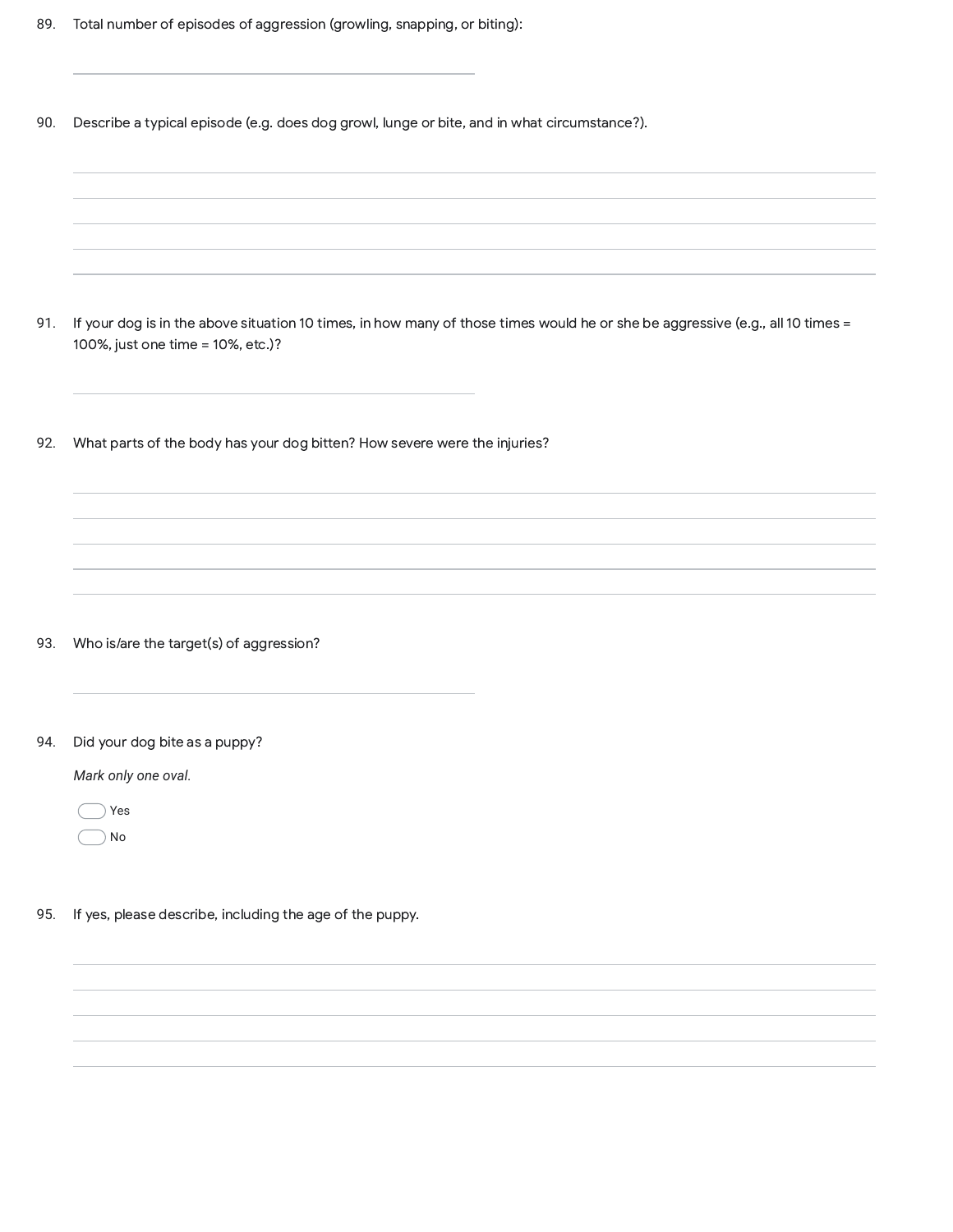89. Total number of episodes of aggression (growling, snapping, or biting):

_______________________________________________

90. Describe a typical episode (e.g. does dog growl, lunge or bite, and in what circumstance?).

_______________________________________________
_______________________________________________
_______________________________________________
_______________________________________________
_______________________________________________

91. If your dog is in the above situation 10 times, in how many of those times would he or she be aggressive (e.g., all 10 times = 100%, just one time = 10%, etc.)?

_______________________________________________

92. What parts of the body has your dog bitten? How severe were the injuries?

_______________________________________________
_______________________________________________
_______________________________________________
_______________________________________________
_______________________________________________

93. Who is/are the target(s) of aggression?

_______________________________________________

94. Did your dog bite as a puppy?

*Mark only one oval.*

- ◯ Yes
- ◯ No

95. If yes, please describe, including the age of the puppy.

_______________________________________________
_______________________________________________
_______________________________________________
_______________________________________________
_______________________________________________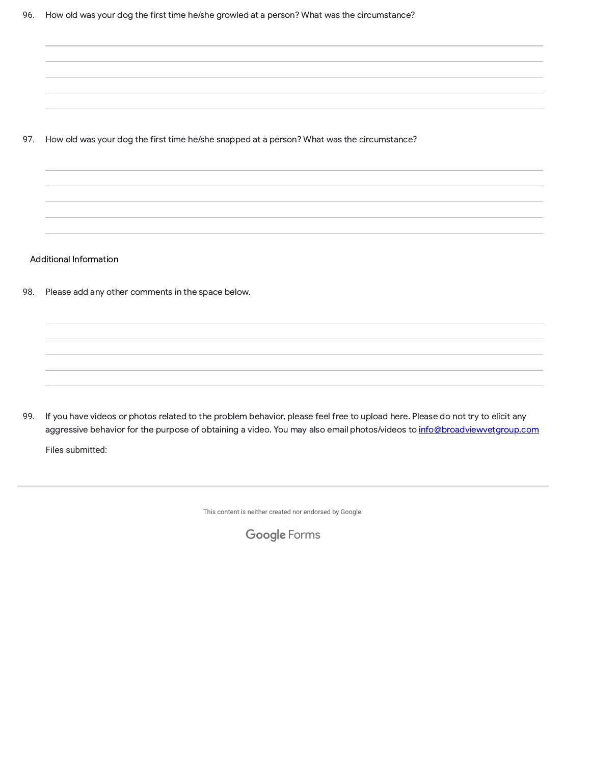96. How old was your dog the first time he/she growled at a person? What was the circumstance?

97. How old was your dog the first time he/she snapped at a person? What was the circumstance?

Additional Information

98. Please add any other comments in the space below.

99. If you have videos or photos related to the problem behavior, please feel free to upload here. Please do not try to elicit any aggressive behavior for the purpose of obtaining a video. You may also email photos/videos to [info@broadviewvetgroup.com](mailto:info@broadviewvetgroup.com)

    Files submitted:

This content is neither created nor endorsed by Google.

Google Forms